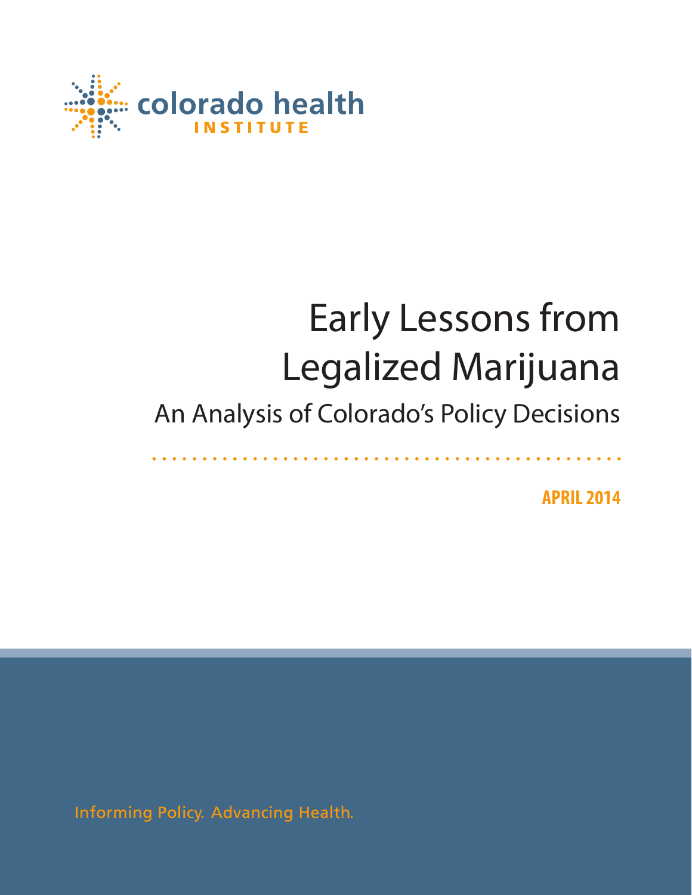colorado health INSTITUTE

# Early Lessons from Legalized Marijuana

## An Analysis of Colorado's Policy Decisions

**APRIL 2014**

Informing Policy. Advancing Health.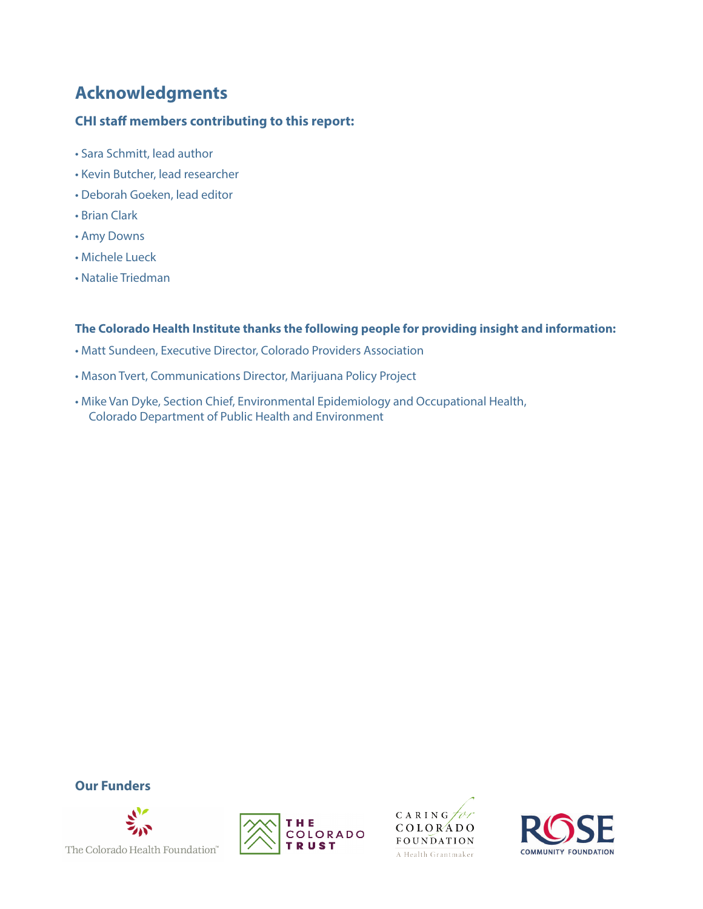# Acknowledgments

### CHI staff members contributing to this report:

- Sara Schmitt, lead author
- Kevin Butcher, lead researcher
- Deborah Goeken, lead editor
- Brian Clark
- Amy Downs
- Michele Lueck
- Natalie Triedman

### The Colorado Health Institute thanks the following people for providing insight and information:

- Matt Sundeen, Executive Director, Colorado Providers Association
- Mason Tvert, Communications Director, Marijuana Policy Project
- Mike Van Dyke, Section Chief, Environmental Epidemiology and Occupational Health, Colorado Department of Public Health and Environment

### Our Funders

The Colorado Health Foundation™

THE COLORADO TRUST

CARING for COLORADO FOUNDATION
A Health Grantmaker

ROSE COMMUNITY FOUNDATION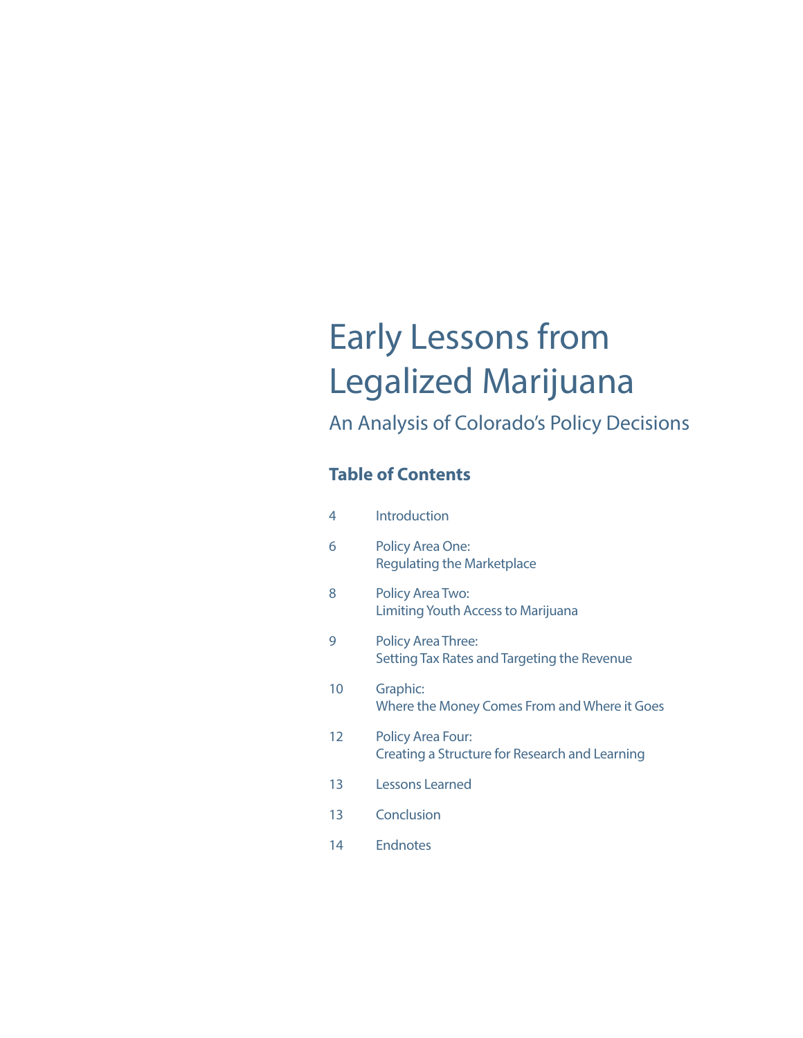# Early Lessons from Legalized Marijuana

## An Analysis of Colorado's Policy Decisions

### Table of Contents

| | |
|---|---|
| 4 | Introduction |
| 6 | Policy Area One: Regulating the Marketplace |
| 8 | Policy Area Two: Limiting Youth Access to Marijuana |
| 9 | Policy Area Three: Setting Tax Rates and Targeting the Revenue |
| 10 | Graphic: Where the Money Comes From and Where it Goes |
| 12 | Policy Area Four: Creating a Structure for Research and Learning |
| 13 | Lessons Learned |
| 13 | Conclusion |
| 14 | Endnotes |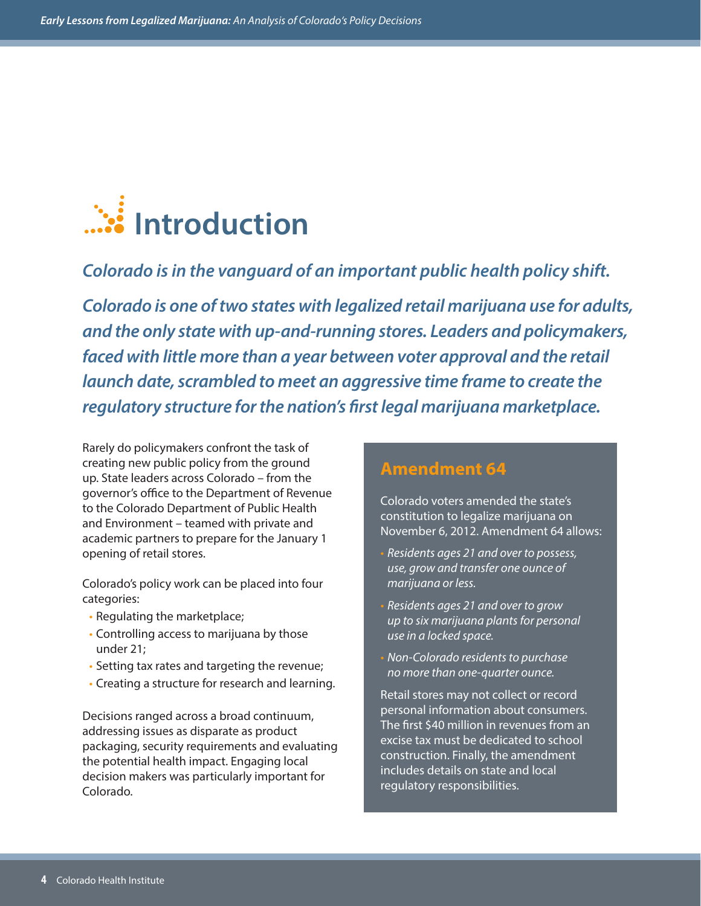# Introduction

***Colorado is in the vanguard of an important public health policy shift.***

***Colorado is one of two states with legalized retail marijuana use for adults, and the only state with up-and-running stores. Leaders and policymakers, faced with little more than a year between voter approval and the retail launch date, scrambled to meet an aggressive time frame to create the regulatory structure for the nation's first legal marijuana marketplace.***

Rarely do policymakers confront the task of creating new public policy from the ground up. State leaders across Colorado – from the governor's office to the Department of Revenue to the Colorado Department of Public Health and Environment – teamed with private and academic partners to prepare for the January 1 opening of retail stores.

Colorado's policy work can be placed into four categories:

- Regulating the marketplace;
- Controlling access to marijuana by those under 21;
- Setting tax rates and targeting the revenue;
- Creating a structure for research and learning.

Decisions ranged across a broad continuum, addressing issues as disparate as product packaging, security requirements and evaluating the potential health impact. Engaging local decision makers was particularly important for Colorado.

## Amendment 64

Colorado voters amended the state's constitution to legalize marijuana on November 6, 2012. Amendment 64 allows:

- *Residents ages 21 and over to possess, use, grow and transfer one ounce of marijuana or less.*
- *Residents ages 21 and over to grow up to six marijuana plants for personal use in a locked space.*
- *Non-Colorado residents to purchase no more than one-quarter ounce.*

Retail stores may not collect or record personal information about consumers. The first $40 million in revenues from an excise tax must be dedicated to school construction. Finally, the amendment includes details on state and local regulatory responsibilities.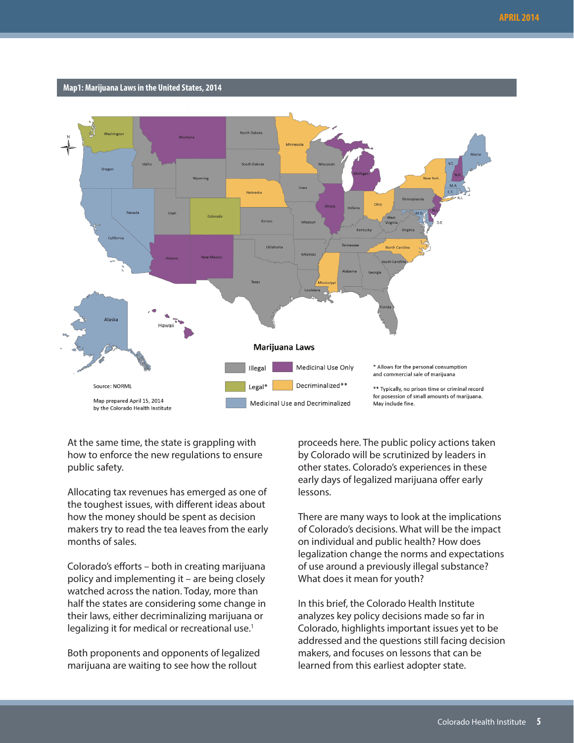**Map1: Marijuana Laws in the United States, 2014**

**Marijuana Laws**

- Illegal
- Medicinal Use Only
- Legal*
- Decriminalized**
- Medicinal Use and Decriminalized

\* Allows for the personal consumption and commercial sale of marijuana

\*\* Typically, no prison time or criminal record for posession of small amounts of marijuana. May include fine.

Source: NORML

Map prepared April 15, 2014 by the Colorado Health Institute

At the same time, the state is grappling with how to enforce the new regulations to ensure public safety.

Allocating tax revenues has emerged as one of the toughest issues, with different ideas about how the money should be spent as decision makers try to read the tea leaves from the early months of sales.

Colorado's efforts – both in creating marijuana policy and implementing it – are being closely watched across the nation. Today, more than half the states are considering some change in their laws, either decriminalizing marijuana or legalizing it for medical or recreational use.[1]

Both proponents and opponents of legalized marijuana are waiting to see how the rollout proceeds here. The public policy actions taken by Colorado will be scrutinized by leaders in other states. Colorado's experiences in these early days of legalized marijuana offer early lessons.

There are many ways to look at the implications of Colorado's decisions. What will be the impact on individual and public health? How does legalization change the norms and expectations of use around a previously illegal substance? What does it mean for youth?

In this brief, the Colorado Health Institute analyzes key policy decisions made so far in Colorado, highlights important issues yet to be addressed and the questions still facing decision makers, and focuses on lessons that can be learned from this earliest adopter state.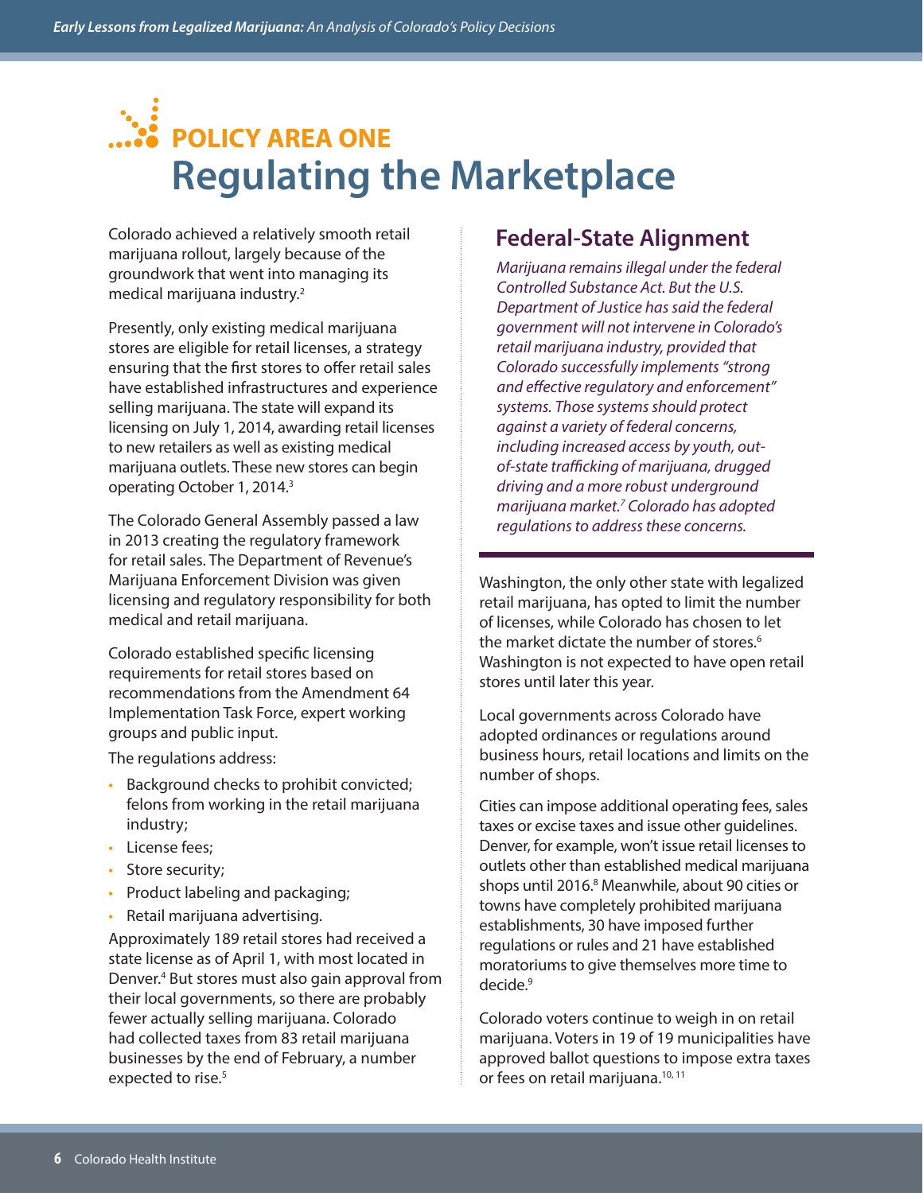# POLICY AREA ONE

# Regulating the Marketplace

Colorado achieved a relatively smooth retail marijuana rollout, largely because of the groundwork that went into managing its medical marijuana industry.[2]

Presently, only existing medical marijuana stores are eligible for retail licenses, a strategy ensuring that the first stores to offer retail sales have established infrastructures and experience selling marijuana. The state will expand its licensing on July 1, 2014, awarding retail licenses to new retailers as well as existing medical marijuana outlets. These new stores can begin operating October 1, 2014.[3]

The Colorado General Assembly passed a law in 2013 creating the regulatory framework for retail sales. The Department of Revenue's Marijuana Enforcement Division was given licensing and regulatory responsibility for both medical and retail marijuana.

Colorado established specific licensing requirements for retail stores based on recommendations from the Amendment 64 Implementation Task Force, expert working groups and public input.

The regulations address:

- Background checks to prohibit convicted; felons from working in the retail marijuana industry;
- License fees;
- Store security;
- Product labeling and packaging;
- Retail marijuana advertising.

Approximately 189 retail stores had received a state license as of April 1, with most located in Denver.[4] But stores must also gain approval from their local governments, so there are probably fewer actually selling marijuana. Colorado had collected taxes from 83 retail marijuana businesses by the end of February, a number expected to rise.[5]

## Federal-State Alignment

*Marijuana remains illegal under the federal Controlled Substance Act. But the U.S. Department of Justice has said the federal government will not intervene in Colorado's retail marijuana industry, provided that Colorado successfully implements "strong and effective regulatory and enforcement" systems. Those systems should protect against a variety of federal concerns, including increased access by youth, out-of-state trafficking of marijuana, drugged driving and a more robust underground marijuana market.[7] Colorado has adopted regulations to address these concerns.*

Washington, the only other state with legalized retail marijuana, has opted to limit the number of licenses, while Colorado has chosen to let the market dictate the number of stores.[6] Washington is not expected to have open retail stores until later this year.

Local governments across Colorado have adopted ordinances or regulations around business hours, retail locations and limits on the number of shops.

Cities can impose additional operating fees, sales taxes or excise taxes and issue other guidelines. Denver, for example, won't issue retail licenses to outlets other than established medical marijuana shops until 2016.[8] Meanwhile, about 90 cities or towns have completely prohibited marijuana establishments, 30 have imposed further regulations or rules and 21 have established moratoriums to give themselves more time to decide.[9]

Colorado voters continue to weigh in on retail marijuana. Voters in 19 of 19 municipalities have approved ballot questions to impose extra taxes or fees on retail marijuana.[10, 11]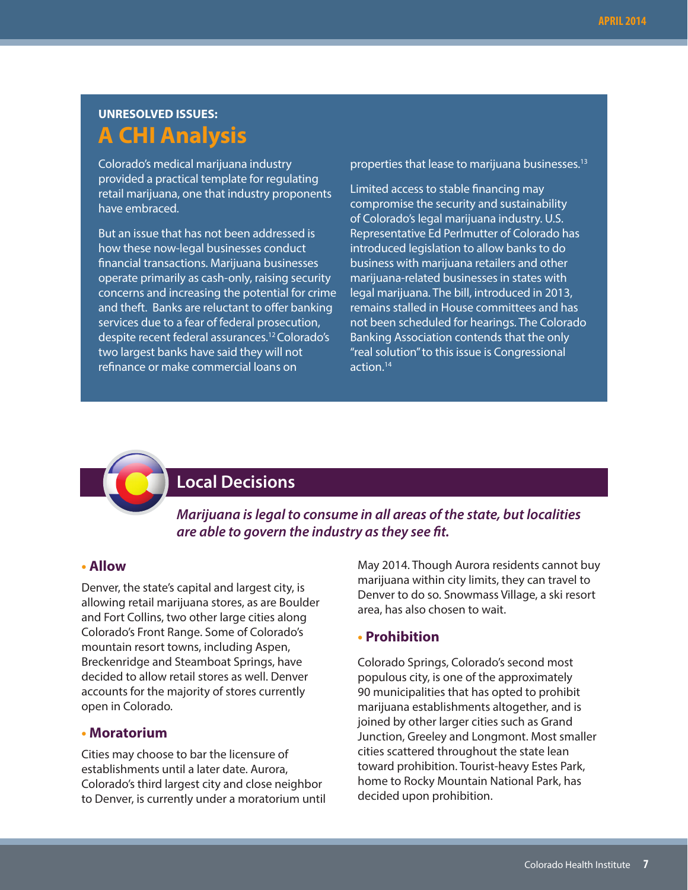## UNRESOLVED ISSUES: A CHI Analysis

Colorado's medical marijuana industry provided a practical template for regulating retail marijuana, one that industry proponents have embraced.

But an issue that has not been addressed is how these now-legal businesses conduct financial transactions. Marijuana businesses operate primarily as cash-only, raising security concerns and increasing the potential for crime and theft. Banks are reluctant to offer banking services due to a fear of federal prosecution, despite recent federal assurances.[12] Colorado's two largest banks have said they will not refinance or make commercial loans on properties that lease to marijuana businesses.[13]

Limited access to stable financing may compromise the security and sustainability of Colorado's legal marijuana industry. U.S. Representative Ed Perlmutter of Colorado has introduced legislation to allow banks to do business with marijuana retailers and other marijuana-related businesses in states with legal marijuana. The bill, introduced in 2013, remains stalled in House committees and has not been scheduled for hearings. The Colorado Banking Association contends that the only "real solution" to this issue is Congressional action.[14]

## Local Decisions

***Marijuana is legal to consume in all areas of the state, but localities are able to govern the industry as they see fit.***

### • Allow

Denver, the state's capital and largest city, is allowing retail marijuana stores, as are Boulder and Fort Collins, two other large cities along Colorado's Front Range. Some of Colorado's mountain resort towns, including Aspen, Breckenridge and Steamboat Springs, have decided to allow retail stores as well. Denver accounts for the majority of stores currently open in Colorado.

### • Moratorium

Cities may choose to bar the licensure of establishments until a later date. Aurora, Colorado's third largest city and close neighbor to Denver, is currently under a moratorium until May 2014. Though Aurora residents cannot buy marijuana within city limits, they can travel to Denver to do so. Snowmass Village, a ski resort area, has also chosen to wait.

### • Prohibition

Colorado Springs, Colorado's second most populous city, is one of the approximately 90 municipalities that has opted to prohibit marijuana establishments altogether, and is joined by other larger cities such as Grand Junction, Greeley and Longmont. Most smaller cities scattered throughout the state lean toward prohibition. Tourist-heavy Estes Park, home to Rocky Mountain National Park, has decided upon prohibition.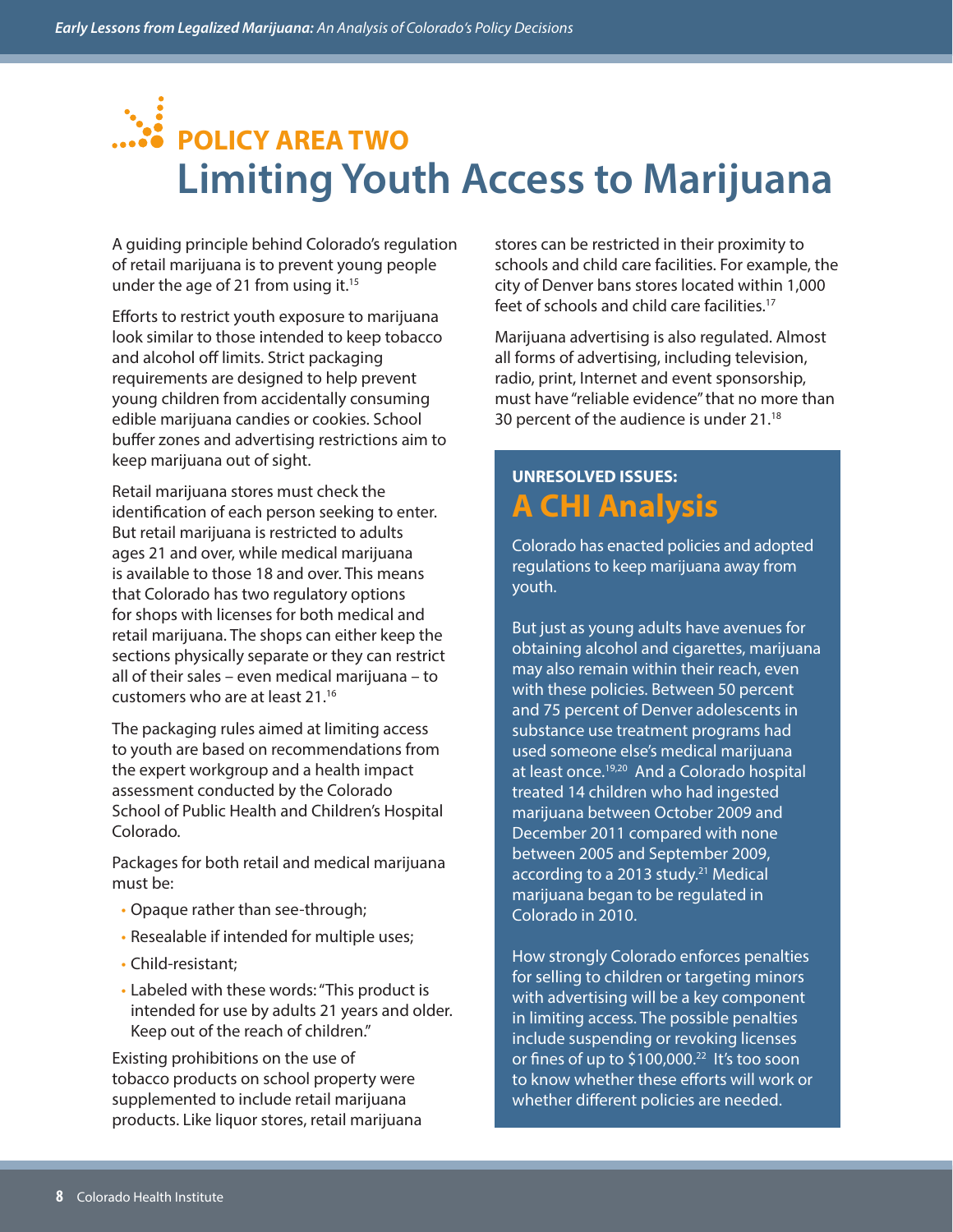## POLICY AREA TWO

# Limiting Youth Access to Marijuana

A guiding principle behind Colorado's regulation of retail marijuana is to prevent young people under the age of 21 from using it.[15]

Efforts to restrict youth exposure to marijuana look similar to those intended to keep tobacco and alcohol off limits. Strict packaging requirements are designed to help prevent young children from accidentally consuming edible marijuana candies or cookies. School buffer zones and advertising restrictions aim to keep marijuana out of sight.

Retail marijuana stores must check the identification of each person seeking to enter. But retail marijuana is restricted to adults ages 21 and over, while medical marijuana is available to those 18 and over. This means that Colorado has two regulatory options for shops with licenses for both medical and retail marijuana. The shops can either keep the sections physically separate or they can restrict all of their sales – even medical marijuana – to customers who are at least 21.[16]

The packaging rules aimed at limiting access to youth are based on recommendations from the expert workgroup and a health impact assessment conducted by the Colorado School of Public Health and Children's Hospital Colorado.

Packages for both retail and medical marijuana must be:

- Opaque rather than see-through;
- Resealable if intended for multiple uses;
- Child-resistant;
- Labeled with these words: "This product is intended for use by adults 21 years and older. Keep out of the reach of children."

Existing prohibitions on the use of tobacco products on school property were supplemented to include retail marijuana products. Like liquor stores, retail marijuana stores can be restricted in their proximity to schools and child care facilities. For example, the city of Denver bans stores located within 1,000 feet of schools and child care facilities.[17]

Marijuana advertising is also regulated. Almost all forms of advertising, including television, radio, print, Internet and event sponsorship, must have "reliable evidence" that no more than 30 percent of the audience is under 21.[18]

### UNRESOLVED ISSUES: A CHI Analysis

Colorado has enacted policies and adopted regulations to keep marijuana away from youth.

But just as young adults have avenues for obtaining alcohol and cigarettes, marijuana may also remain within their reach, even with these policies. Between 50 percent and 75 percent of Denver adolescents in substance use treatment programs had used someone else's medical marijuana at least once.[19,20] And a Colorado hospital treated 14 children who had ingested marijuana between October 2009 and December 2011 compared with none between 2005 and September 2009, according to a 2013 study.[21] Medical marijuana began to be regulated in Colorado in 2010.

How strongly Colorado enforces penalties for selling to children or targeting minors with advertising will be a key component in limiting access. The possible penalties include suspending or revoking licenses or fines of up to $100,000.[22] It's too soon to know whether these efforts will work or whether different policies are needed.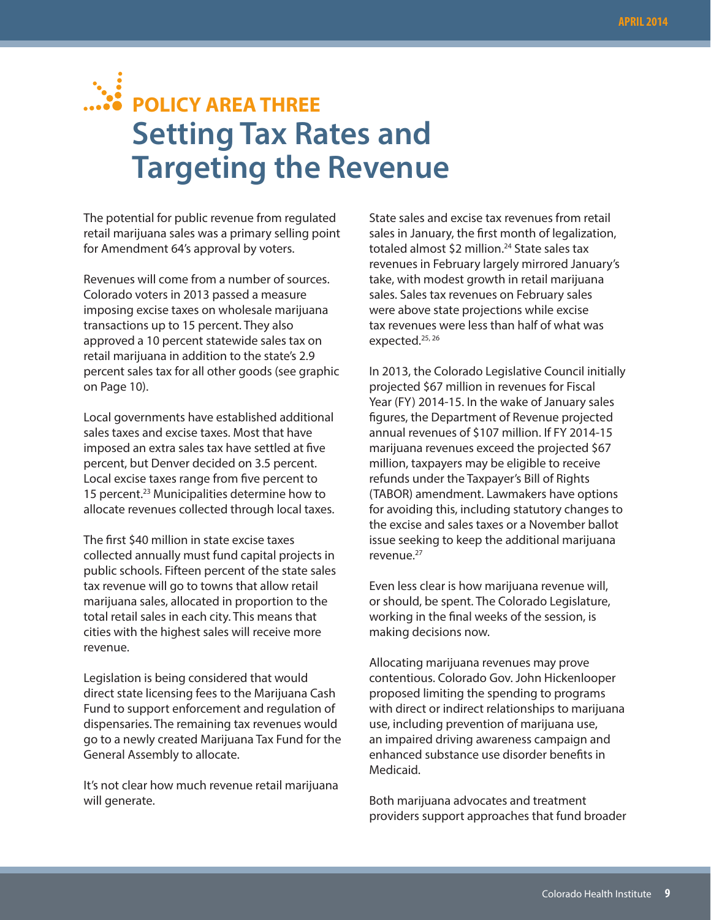## POLICY AREA THREE

# Setting Tax Rates and Targeting the Revenue

The potential for public revenue from regulated retail marijuana sales was a primary selling point for Amendment 64's approval by voters.

Revenues will come from a number of sources. Colorado voters in 2013 passed a measure imposing excise taxes on wholesale marijuana transactions up to 15 percent. They also approved a 10 percent statewide sales tax on retail marijuana in addition to the state's 2.9 percent sales tax for all other goods (see graphic on Page 10).

Local governments have established additional sales taxes and excise taxes. Most that have imposed an extra sales tax have settled at five percent, but Denver decided on 3.5 percent. Local excise taxes range from five percent to 15 percent.[23] Municipalities determine how to allocate revenues collected through local taxes.

The first $40 million in state excise taxes collected annually must fund capital projects in public schools. Fifteen percent of the state sales tax revenue will go to towns that allow retail marijuana sales, allocated in proportion to the total retail sales in each city. This means that cities with the highest sales will receive more revenue.

Legislation is being considered that would direct state licensing fees to the Marijuana Cash Fund to support enforcement and regulation of dispensaries. The remaining tax revenues would go to a newly created Marijuana Tax Fund for the General Assembly to allocate.

It's not clear how much revenue retail marijuana will generate.

State sales and excise tax revenues from retail sales in January, the first month of legalization, totaled almost $2 million.[24] State sales tax revenues in February largely mirrored January's take, with modest growth in retail marijuana sales. Sales tax revenues on February sales were above state projections while excise tax revenues were less than half of what was expected.[25, 26]

In 2013, the Colorado Legislative Council initially projected $67 million in revenues for Fiscal Year (FY) 2014-15. In the wake of January sales figures, the Department of Revenue projected annual revenues of $107 million. If FY 2014-15 marijuana revenues exceed the projected $67 million, taxpayers may be eligible to receive refunds under the Taxpayer's Bill of Rights (TABOR) amendment. Lawmakers have options for avoiding this, including statutory changes to the excise and sales taxes or a November ballot issue seeking to keep the additional marijuana revenue.[27]

Even less clear is how marijuana revenue will, or should, be spent. The Colorado Legislature, working in the final weeks of the session, is making decisions now.

Allocating marijuana revenues may prove contentious. Colorado Gov. John Hickenlooper proposed limiting the spending to programs with direct or indirect relationships to marijuana use, including prevention of marijuana use, an impaired driving awareness campaign and enhanced substance use disorder benefits in Medicaid.

Both marijuana advocates and treatment providers support approaches that fund broader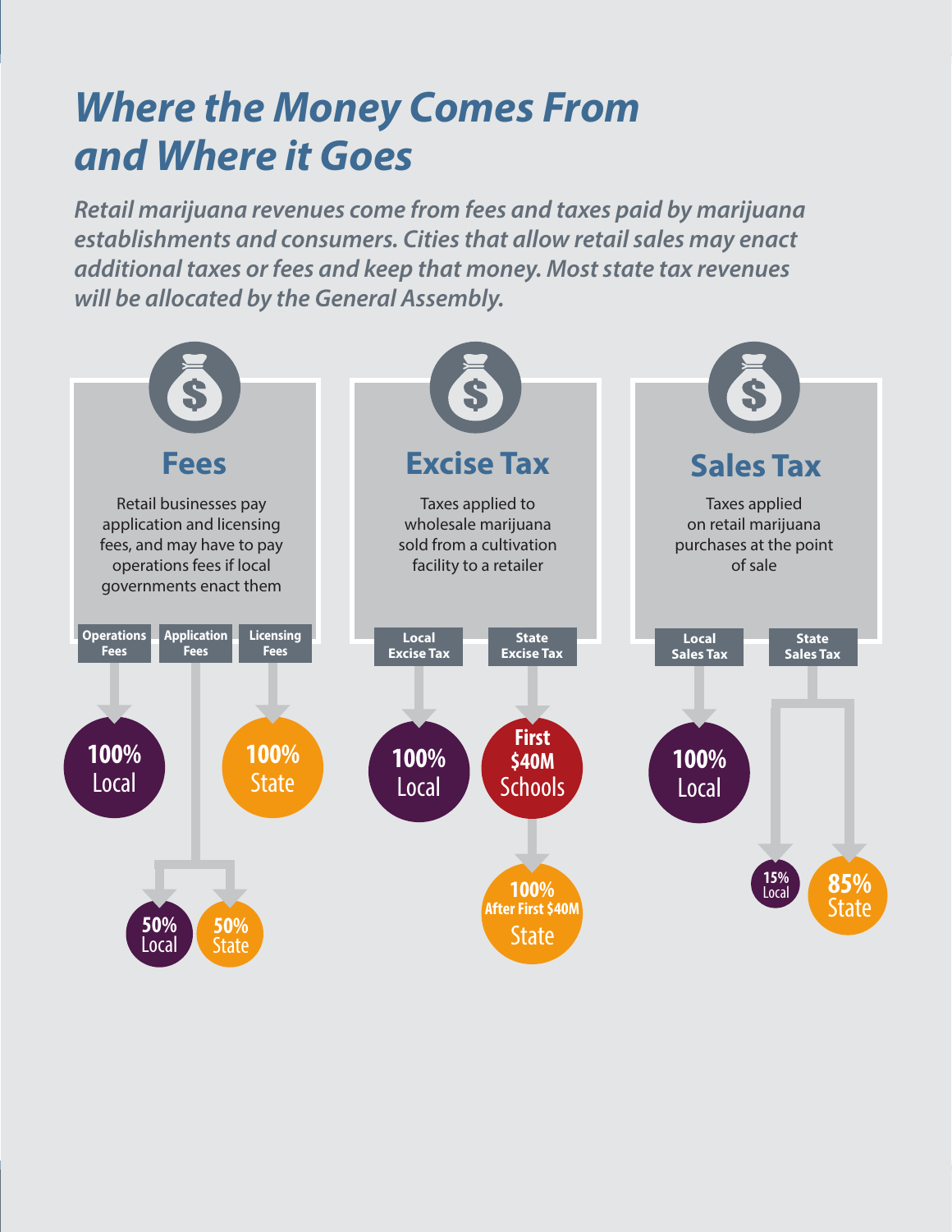# *Where the Money Comes From and Where it Goes*

***Retail marijuana revenues come from fees and taxes paid by marijuana establishments and consumers. Cities that allow retail sales may enact additional taxes or fees and keep that money. Most state tax revenues will be allocated by the General Assembly.***

## Fees

Retail businesses pay application and licensing fees, and may have to pay operations fees if local governments enact them

- **Operations Fees** → **100%** Local
- **Application Fees** → **50%** Local / **50%** State
- **Licensing Fees** → **100%** State

## Excise Tax

Taxes applied to wholesale marijuana sold from a cultivation facility to a retailer

- **Local Excise Tax** → **100%** Local
- **State Excise Tax** → **First $40M** Schools → **100% After First $40M** State

## Sales Tax

Taxes applied on retail marijuana purchases at the point of sale

- **Local Sales Tax** → **100%** Local
- **State Sales Tax** → **15%** Local / **85%** State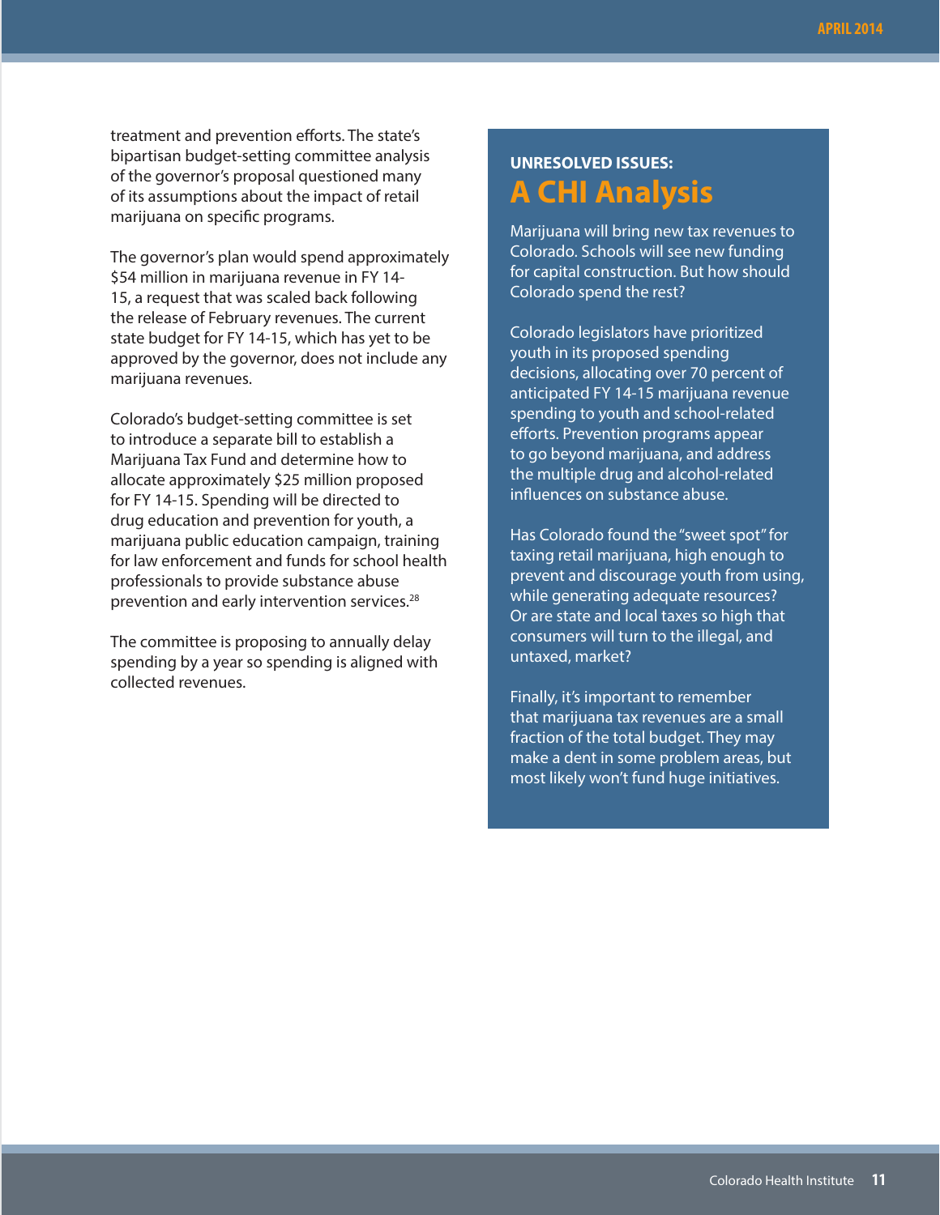treatment and prevention efforts. The state's bipartisan budget-setting committee analysis of the governor's proposal questioned many of its assumptions about the impact of retail marijuana on specific programs.

The governor's plan would spend approximately $54 million in marijuana revenue in FY 14-15, a request that was scaled back following the release of February revenues. The current state budget for FY 14-15, which has yet to be approved by the governor, does not include any marijuana revenues.

Colorado's budget-setting committee is set to introduce a separate bill to establish a Marijuana Tax Fund and determine how to allocate approximately $25 million proposed for FY 14-15. Spending will be directed to drug education and prevention for youth, a marijuana public education campaign, training for law enforcement and funds for school health professionals to provide substance abuse prevention and early intervention services.[28]

The committee is proposing to annually delay spending by a year so spending is aligned with collected revenues.

**UNRESOLVED ISSUES:**

## A CHI Analysis

Marijuana will bring new tax revenues to Colorado. Schools will see new funding for capital construction. But how should Colorado spend the rest?

Colorado legislators have prioritized youth in its proposed spending decisions, allocating over 70 percent of anticipated FY 14-15 marijuana revenue spending to youth and school-related efforts. Prevention programs appear to go beyond marijuana, and address the multiple drug and alcohol-related influences on substance abuse.

Has Colorado found the "sweet spot" for taxing retail marijuana, high enough to prevent and discourage youth from using, while generating adequate resources? Or are state and local taxes so high that consumers will turn to the illegal, and untaxed, market?

Finally, it's important to remember that marijuana tax revenues are a small fraction of the total budget. They may make a dent in some problem areas, but most likely won't fund huge initiatives.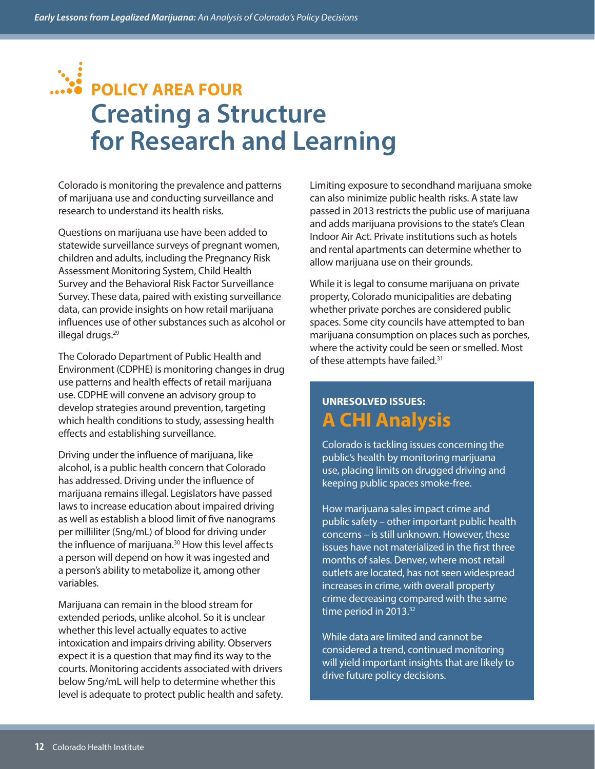## POLICY AREA FOUR

# Creating a Structure for Research and Learning

Colorado is monitoring the prevalence and patterns of marijuana use and conducting surveillance and research to understand its health risks.

Questions on marijuana use have been added to statewide surveillance surveys of pregnant women, children and adults, including the Pregnancy Risk Assessment Monitoring System, Child Health Survey and the Behavioral Risk Factor Surveillance Survey. These data, paired with existing surveillance data, can provide insights on how retail marijuana influences use of other substances such as alcohol or illegal drugs.[29]

The Colorado Department of Public Health and Environment (CDPHE) is monitoring changes in drug use patterns and health effects of retail marijuana use. CDPHE will convene an advisory group to develop strategies around prevention, targeting which health conditions to study, assessing health effects and establishing surveillance.

Driving under the influence of marijuana, like alcohol, is a public health concern that Colorado has addressed. Driving under the influence of marijuana remains illegal. Legislators have passed laws to increase education about impaired driving as well as establish a blood limit of five nanograms per milliliter (5ng/mL) of blood for driving under the influence of marijuana.[30] How this level affects a person will depend on how it was ingested and a person's ability to metabolize it, among other variables.

Marijuana can remain in the blood stream for extended periods, unlike alcohol. So it is unclear whether this level actually equates to active intoxication and impairs driving ability. Observers expect it is a question that may find its way to the courts. Monitoring accidents associated with drivers below 5ng/mL will help to determine whether this level is adequate to protect public health and safety.

Limiting exposure to secondhand marijuana smoke can also minimize public health risks. A state law passed in 2013 restricts the public use of marijuana and adds marijuana provisions to the state's Clean Indoor Air Act. Private institutions such as hotels and rental apartments can determine whether to allow marijuana use on their grounds.

While it is legal to consume marijuana on private property, Colorado municipalities are debating whether private porches are considered public spaces. Some city councils have attempted to ban marijuana consumption on places such as porches, where the activity could be seen or smelled. Most of these attempts have failed.[31]

### UNRESOLVED ISSUES: A CHI Analysis

Colorado is tackling issues concerning the public's health by monitoring marijuana use, placing limits on drugged driving and keeping public spaces smoke-free.

How marijuana sales impact crime and public safety – other important public health concerns – is still unknown. However, these issues have not materialized in the first three months of sales. Denver, where most retail outlets are located, has not seen widespread increases in crime, with overall property crime decreasing compared with the same time period in 2013.[32]

While data are limited and cannot be considered a trend, continued monitoring will yield important insights that are likely to drive future policy decisions.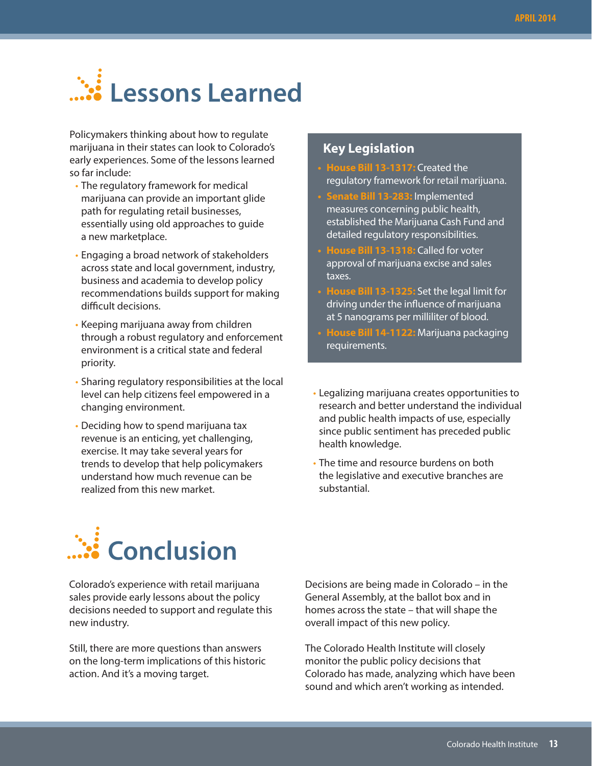# Lessons Learned

Policymakers thinking about how to regulate marijuana in their states can look to Colorado's early experiences. Some of the lessons learned so far include:

- The regulatory framework for medical marijuana can provide an important glide path for regulating retail businesses, essentially using old approaches to guide a new marketplace.
- Engaging a broad network of stakeholders across state and local government, industry, business and academia to develop policy recommendations builds support for making difficult decisions.
- Keeping marijuana away from children through a robust regulatory and enforcement environment is a critical state and federal priority.
- Sharing regulatory responsibilities at the local level can help citizens feel empowered in a changing environment.
- Deciding how to spend marijuana tax revenue is an enticing, yet challenging, exercise. It may take several years for trends to develop that help policymakers understand how much revenue can be realized from this new market.

### Key Legislation

- **House Bill 13-1317:** Created the regulatory framework for retail marijuana.
- **Senate Bill 13-283:** Implemented measures concerning public health, established the Marijuana Cash Fund and detailed regulatory responsibilities.
- **House Bill 13-1318:** Called for voter approval of marijuana excise and sales taxes.
- **House Bill 13-1325:** Set the legal limit for driving under the influence of marijuana at 5 nanograms per milliliter of blood.
- **House Bill 14-1122:** Marijuana packaging requirements.

- Legalizing marijuana creates opportunities to research and better understand the individual and public health impacts of use, especially since public sentiment has preceded public health knowledge.
- The time and resource burdens on both the legislative and executive branches are substantial.

# Conclusion

Colorado's experience with retail marijuana sales provide early lessons about the policy decisions needed to support and regulate this new industry.

Still, there are more questions than answers on the long-term implications of this historic action. And it's a moving target.

Decisions are being made in Colorado – in the General Assembly, at the ballot box and in homes across the state – that will shape the overall impact of this new policy.

The Colorado Health Institute will closely monitor the public policy decisions that Colorado has made, analyzing which have been sound and which aren't working as intended.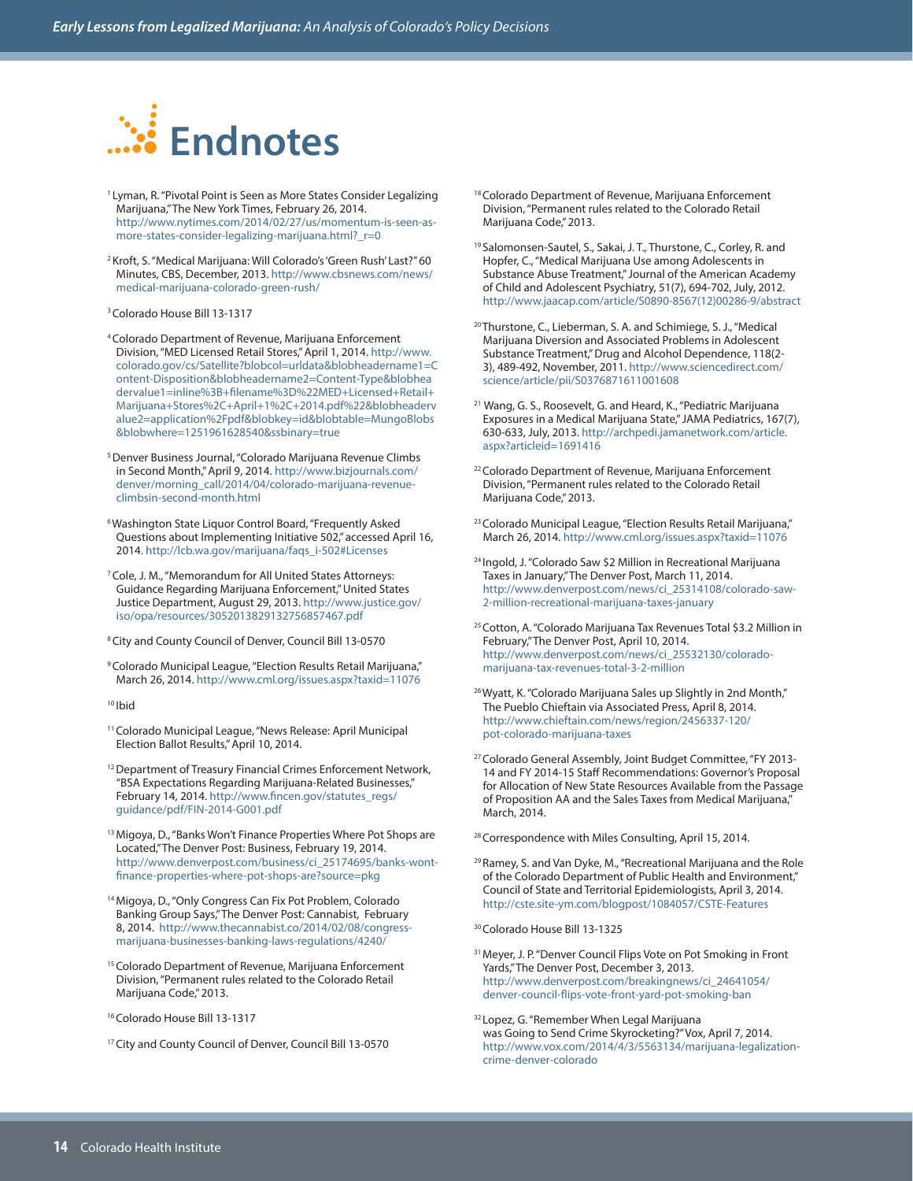# Endnotes

[1] Lyman, R. "Pivotal Point is Seen as More States Consider Legalizing Marijuana," The New York Times, February 26, 2014. http://www.nytimes.com/2014/02/27/us/momentum-is-seen-as-more-states-consider-legalizing-marijuana.html?_r=0

[2] Kroft, S. "Medical Marijuana: Will Colorado's 'Green Rush' Last?" 60 Minutes, CBS, December, 2013. http://www.cbsnews.com/news/medical-marijuana-colorado-green-rush/

[3] Colorado House Bill 13-1317

[4] Colorado Department of Revenue, Marijuana Enforcement Division, "MED Licensed Retail Stores," April 1, 2014. http://www.colorado.gov/cs/Satellite?blobcol=urldata&blobheadername1=Content-Disposition&blobheadername2=Content-Type&blobheadervalue1=inline%3B+filename%3D%22MED+Licensed+Retail+Marijuana+Stores%2C+April+1%2C+2014.pdf%22&blobheadervalue2=application%2Fpdf&blobkey=id&blobtable=MungoBlobs&blobwhere=1251961628540&ssbinary=true

[5] Denver Business Journal, "Colorado Marijuana Revenue Climbs in Second Month," April 9, 2014. http://www.bizjournals.com/denver/morning_call/2014/04/colorado-marijuana-revenue-climbsin-second-month.html

[6] Washington State Liquor Control Board, "Frequently Asked Questions about Implementing Initiative 502," accessed April 16, 2014. http://lcb.wa.gov/marijuana/faqs_i-502#Licenses

[7] Cole, J. M., "Memorandum for All United States Attorneys: Guidance Regarding Marijuana Enforcement," United States Justice Department, August 29, 2013. http://www.justice.gov/iso/opa/resources/3052013829132756857467.pdf

[8] City and County Council of Denver, Council Bill 13-0570

[9] Colorado Municipal League, "Election Results Retail Marijuana," March 26, 2014. http://www.cml.org/issues.aspx?taxid=11076

[10] Ibid

[11] Colorado Municipal League, "News Release: April Municipal Election Ballot Results," April 10, 2014.

[12] Department of Treasury Financial Crimes Enforcement Network, "BSA Expectations Regarding Marijuana-Related Businesses," February 14, 2014. http://www.fincen.gov/statutes_regs/guidance/pdf/FIN-2014-G001.pdf

[13] Migoya, D., "Banks Won't Finance Properties Where Pot Shops are Located," The Denver Post: Business, February 19, 2014. http://www.denverpost.com/business/ci_25174695/banks-wont-finance-properties-where-pot-shops-are?source=pkg

[14] Migoya, D., "Only Congress Can Fix Pot Problem, Colorado Banking Group Says," The Denver Post: Cannabist, February 8, 2014. http://www.thecannabist.co/2014/02/08/congress-marijuana-businesses-banking-laws-regulations/4240/

[15] Colorado Department of Revenue, Marijuana Enforcement Division, "Permanent rules related to the Colorado Retail Marijuana Code," 2013.

[16] Colorado House Bill 13-1317

[17] City and County Council of Denver, Council Bill 13-0570

[18] Colorado Department of Revenue, Marijuana Enforcement Division, "Permanent rules related to the Colorado Retail Marijuana Code," 2013.

[19] Salomonsen-Sautel, S., Sakai, J. T., Thurstone, C., Corley, R. and Hopfer, C., "Medical Marijuana Use among Adolescents in Substance Abuse Treatment," Journal of the American Academy of Child and Adolescent Psychiatry, 51(7), 694-702, July, 2012. http://www.jaacap.com/article/S0890-8567(12)00286-9/abstract

[20] Thurstone, C., Lieberman, S. A. and Schimiege, S. J., "Medical Marijuana Diversion and Associated Problems in Adolescent Substance Abuse Treatment," Drug and Alcohol Dependence, 118(2-3), 489-492, November, 2011. http://www.sciencedirect.com/science/article/pii/S0376871611001608

[21] Wang, G. S., Roosevelt, G. and Heard, K., "Pediatric Marijuana Exposures in a Medical Marijuana State," JAMA Pediatrics, 167(7), 630-633, July, 2013. http://archpedi.jamanetwork.com/article.aspx?articleid=1691416

[22] Colorado Department of Revenue, Marijuana Enforcement Division, "Permanent rules related to the Colorado Retail Marijuana Code," 2013.

[23] Colorado Municipal League, "Election Results Retail Marijuana," March 26, 2014. http://www.cml.org/issues.aspx?taxid=11076

[24] Ingold, J. "Colorado Saw $2 Million in Recreational Marijuana Taxes in January," The Denver Post, March 11, 2014. http://www.denverpost.com/news/ci_25314108/colorado-saw-2-million-recreational-marijuana-taxes-january

[25] Cotton, A. "Colorado Marijuana Tax Revenues Total $3.2 Million in February," The Denver Post, April 10, 2014. http://www.denverpost.com/news/ci_25532130/colorado-marijuana-tax-revenues-total-3-2-million

[26] Wyatt, K. "Colorado Marijuana Sales up Slightly in 2nd Month," The Pueblo Chieftain via Associated Press, April 8, 2014. http://www.chieftain.com/news/region/2456337-120/pot-colorado-marijuana-taxes

[27] Colorado General Assembly, Joint Budget Committee, "FY 2013-14 and FY 2014-15 Staff Recommendations: Governor's Proposal for Allocation of New State Resources Available from the Passage of Proposition AA and the Sales Taxes from Medical Marijuana," March, 2014.

[28] Correspondence with Miles Consulting, April 15, 2014.

[29] Ramey, S. and Van Dyke, M., "Recreational Marijuana and the Role of the Colorado Department of Public Health and Environment," Council of State and Territorial Epidemiologists, April 3, 2014. http://cste.site-ym.com/blogpost/1084057/CSTE-Features

[30] Colorado House Bill 13-1325

[31] Meyer, J. P. "Denver Council Flips Vote on Pot Smoking in Front Yards," The Denver Post, December 3, 2013. http://www.denverpost.com/breakingnews/ci_24641054/denver-council-flips-vote-front-yard-pot-smoking-ban

[32] Lopez, G. "Remember When Legal Marijuana was Going to Send Crime Skyrocketing?" Vox, April 7, 2014. http://www.vox.com/2014/4/3/5563134/marijuana-legalization-crime-denver-colorado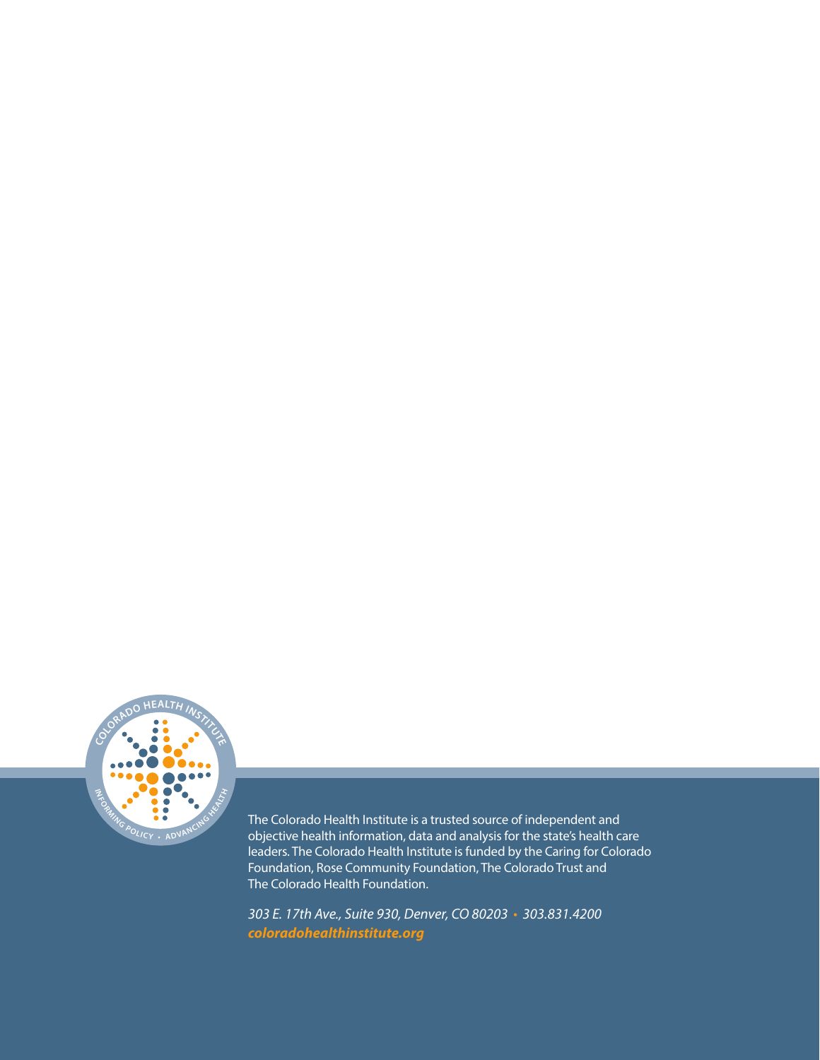COLORADO HEALTH INSTITUTE

INFORMING POLICY • ADVANCING HEALTH

The Colorado Health Institute is a trusted source of independent and objective health information, data and analysis for the state's health care leaders. The Colorado Health Institute is funded by the Caring for Colorado Foundation, Rose Community Foundation, The Colorado Trust and The Colorado Health Foundation.

*303 E. 17th Ave., Suite 930, Denver, CO 80203 • 303.831.4200*

***coloradohealthinstitute.org***